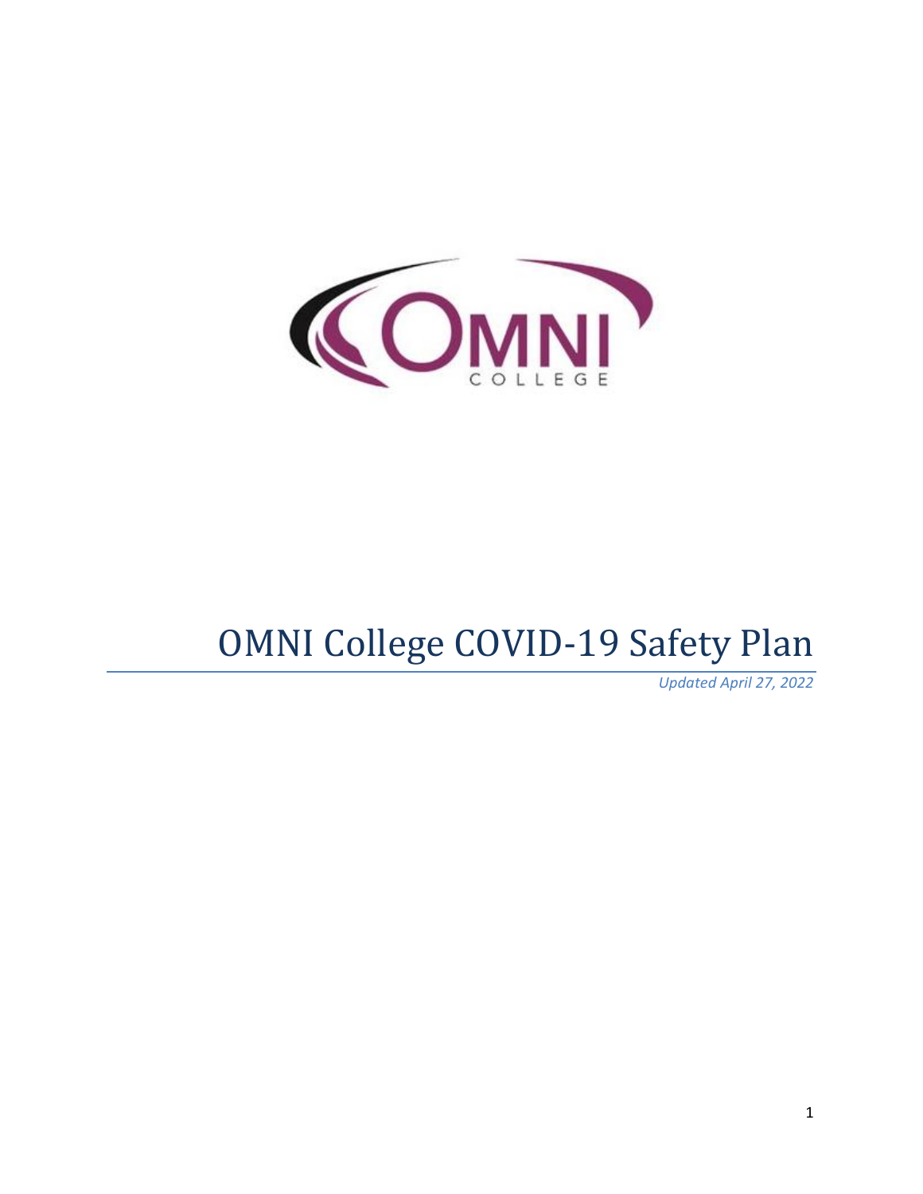# OMNI College COVID-19 Safety Plan

*Updated April 27, 2022*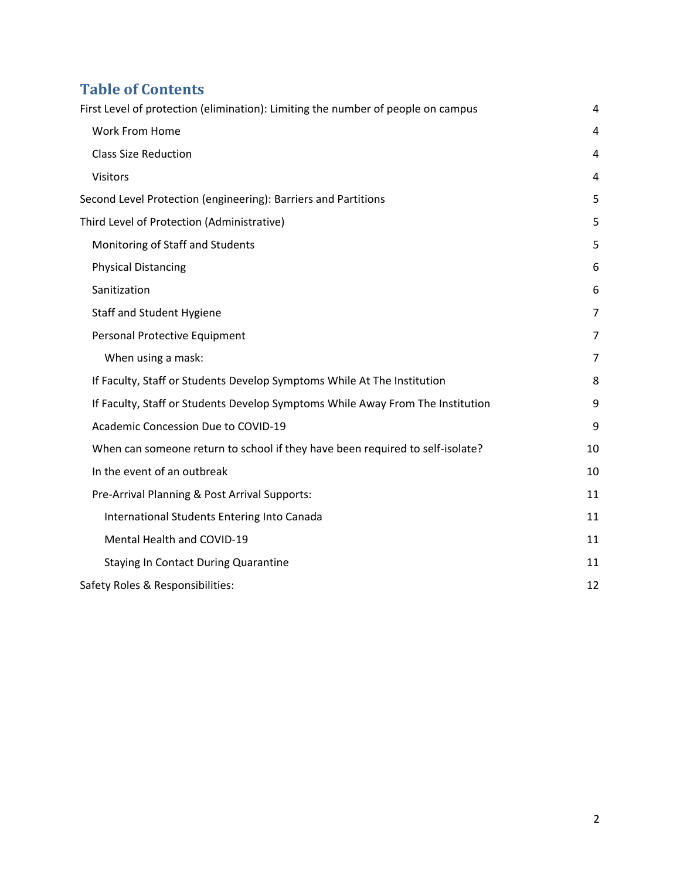## Table of Contents

- First Level of protection (elimination): Limiting the number of people on campus 4
  - Work From Home 4
  - Class Size Reduction 4
  - Visitors 4
- Second Level Protection (engineering): Barriers and Partitions 5
- Third Level of Protection (Administrative) 5
  - Monitoring of Staff and Students 5
  - Physical Distancing 6
  - Sanitization 6
  - Staff and Student Hygiene 7
  - Personal Protective Equipment 7
    - When using a mask: 7
  - If Faculty, Staff or Students Develop Symptoms While At The Institution 8
  - If Faculty, Staff or Students Develop Symptoms While Away From The Institution 9
  - Academic Concession Due to COVID-19 9
  - When can someone return to school if they have been required to self-isolate? 10
  - In the event of an outbreak 10
  - Pre-Arrival Planning & Post Arrival Supports: 11
    - International Students Entering Into Canada 11
    - Mental Health and COVID-19 11
    - Staying In Contact During Quarantine 11
- Safety Roles & Responsibilities: 12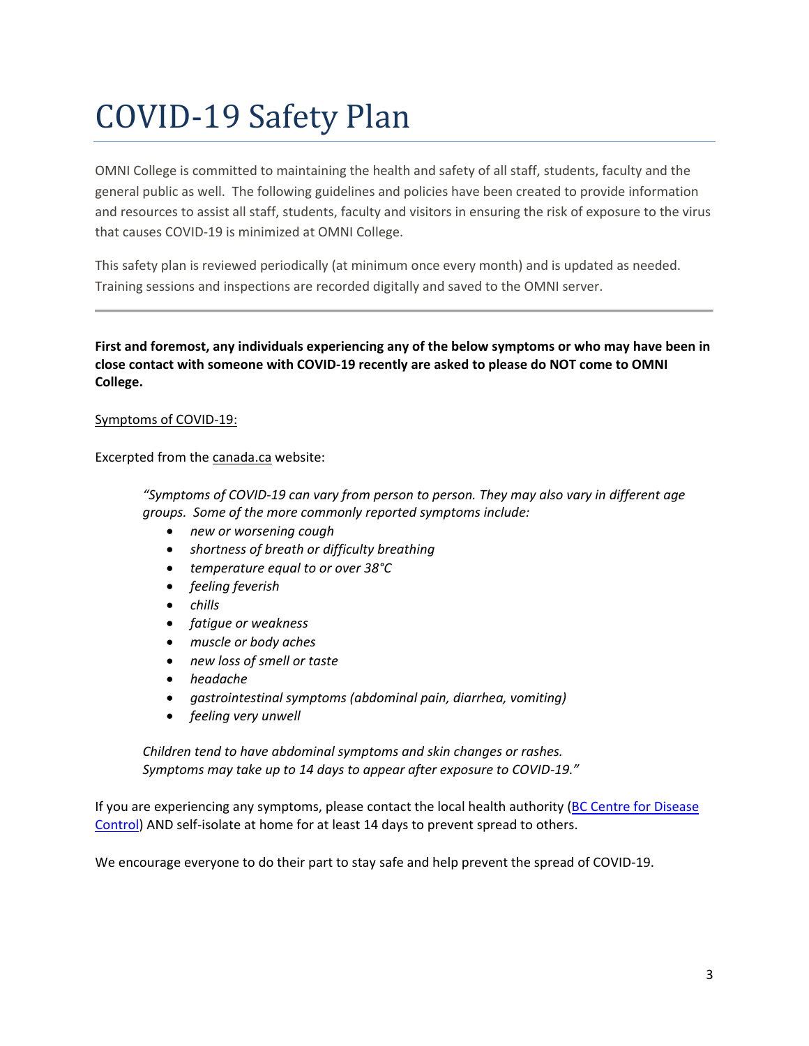# COVID-19 Safety Plan

OMNI College is committed to maintaining the health and safety of all staff, students, faculty and the general public as well. The following guidelines and policies have been created to provide information and resources to assist all staff, students, faculty and visitors in ensuring the risk of exposure to the virus that causes COVID-19 is minimized at OMNI College.

This safety plan is reviewed periodically (at minimum once every month) and is updated as needed. Training sessions and inspections are recorded digitally and saved to the OMNI server.

---

**First and foremost, any individuals experiencing any of the below symptoms or who may have been in close contact with someone with COVID-19 recently are asked to please do NOT come to OMNI College.**

<u>Symptoms of COVID-19:</u>

Excerpted from the canada.ca website:

> *"Symptoms of COVID-19 can vary from person to person. They may also vary in different age groups. Some of the more commonly reported symptoms include:*
>
> - *new or worsening cough*
> - *shortness of breath or difficulty breathing*
> - *temperature equal to or over 38°C*
> - *feeling feverish*
> - *chills*
> - *fatigue or weakness*
> - *muscle or body aches*
> - *new loss of smell or taste*
> - *headache*
> - *gastrointestinal symptoms (abdominal pain, diarrhea, vomiting)*
> - *feeling very unwell*
>
> *Children tend to have abdominal symptoms and skin changes or rashes.*
> *Symptoms may take up to 14 days to appear after exposure to COVID-19."*

If you are experiencing any symptoms, please contact the local health authority (BC Centre for Disease Control) AND self-isolate at home for at least 14 days to prevent spread to others.

We encourage everyone to do their part to stay safe and help prevent the spread of COVID-19.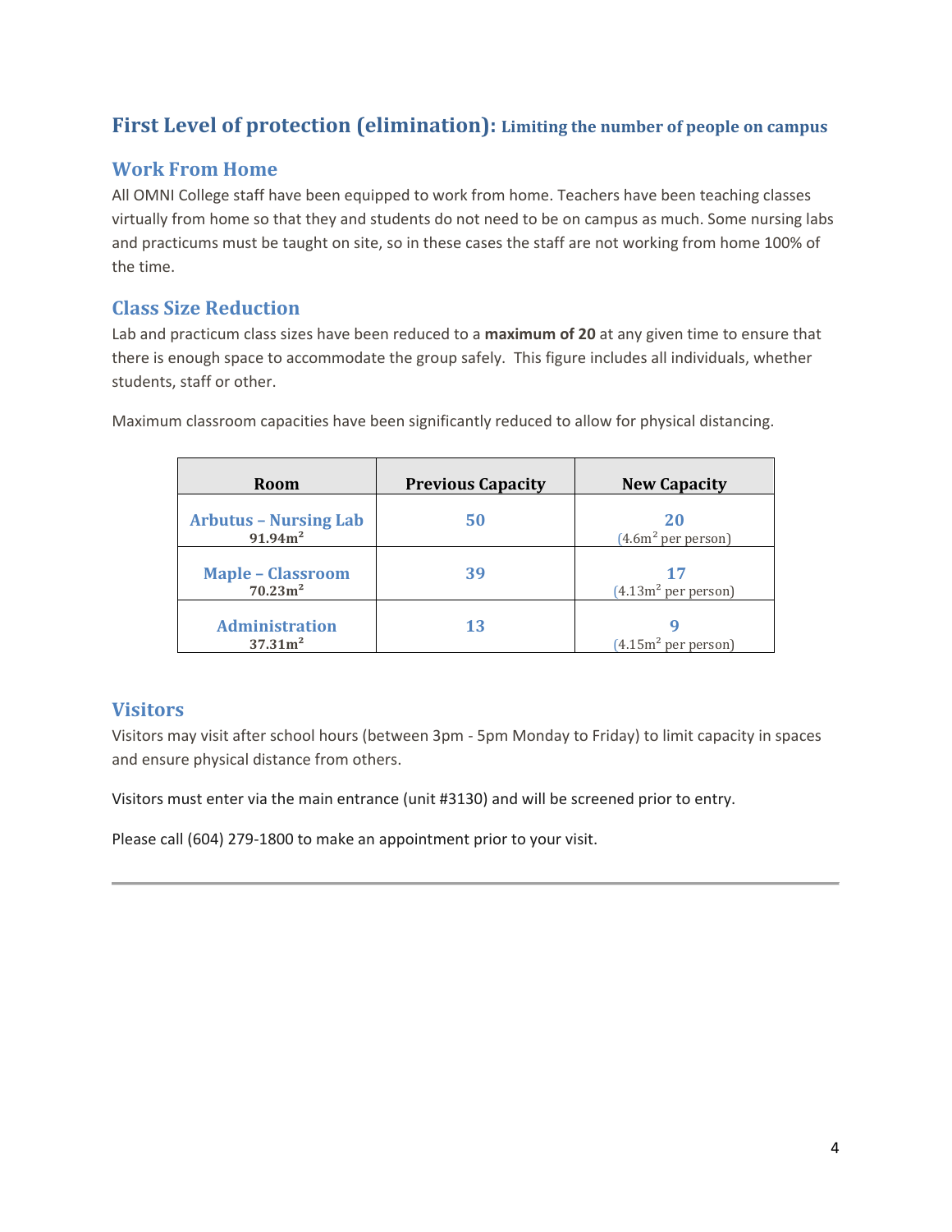## First Level of protection (elimination): Limiting the number of people on campus

### Work From Home

All OMNI College staff have been equipped to work from home. Teachers have been teaching classes virtually from home so that they and students do not need to be on campus as much. Some nursing labs and practicums must be taught on site, so in these cases the staff are not working from home 100% of the time.

### Class Size Reduction

Lab and practicum class sizes have been reduced to a **maximum of 20** at any given time to ensure that there is enough space to accommodate the group safely. This figure includes all individuals, whether students, staff or other.

Maximum classroom capacities have been significantly reduced to allow for physical distancing.

| Room | Previous Capacity | New Capacity |
|---|---|---|
| Arbutus – Nursing Lab<br>91.94m$^2$ | 50 | 20<br>(4.6m$^2$ per person) |
| Maple – Classroom<br>70.23m$^2$ | 39 | 17<br>(4.13m$^2$ per person) |
| Administration<br>37.31m$^2$ | 13 | 9<br>(4.15m$^2$ per person) |

### Visitors

Visitors may visit after school hours (between 3pm - 5pm Monday to Friday) to limit capacity in spaces and ensure physical distance from others.

Visitors must enter via the main entrance (unit #3130) and will be screened prior to entry.

Please call (604) 279-1800 to make an appointment prior to your visit.

---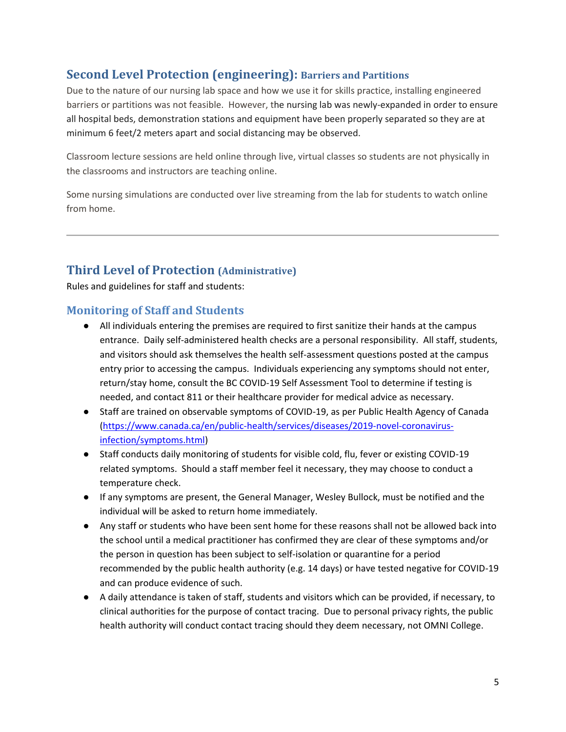## Second Level Protection (engineering): Barriers and Partitions

Due to the nature of our nursing lab space and how we use it for skills practice, installing engineered barriers or partitions was not feasible. However, the nursing lab was newly-expanded in order to ensure all hospital beds, demonstration stations and equipment have been properly separated so they are at minimum 6 feet/2 meters apart and social distancing may be observed.

Classroom lecture sessions are held online through live, virtual classes so students are not physically in the classrooms and instructors are teaching online.

Some nursing simulations are conducted over live streaming from the lab for students to watch online from home.

---

## Third Level of Protection (Administrative)

Rules and guidelines for staff and students:

### Monitoring of Staff and Students

- All individuals entering the premises are required to first sanitize their hands at the campus entrance. Daily self-administered health checks are a personal responsibility. All staff, students, and visitors should ask themselves the health self-assessment questions posted at the campus entry prior to accessing the campus. Individuals experiencing any symptoms should not enter, return/stay home, consult the BC COVID-19 Self Assessment Tool to determine if testing is needed, and contact 811 or their healthcare provider for medical advice as necessary.
- Staff are trained on observable symptoms of COVID-19, as per Public Health Agency of Canada (https://www.canada.ca/en/public-health/services/diseases/2019-novel-coronavirus-infection/symptoms.html)
- Staff conducts daily monitoring of students for visible cold, flu, fever or existing COVID-19 related symptoms. Should a staff member feel it necessary, they may choose to conduct a temperature check.
- If any symptoms are present, the General Manager, Wesley Bullock, must be notified and the individual will be asked to return home immediately.
- Any staff or students who have been sent home for these reasons shall not be allowed back into the school until a medical practitioner has confirmed they are clear of these symptoms and/or the person in question has been subject to self-isolation or quarantine for a period recommended by the public health authority (e.g. 14 days) or have tested negative for COVID-19 and can produce evidence of such.
- A daily attendance is taken of staff, students and visitors which can be provided, if necessary, to clinical authorities for the purpose of contact tracing. Due to personal privacy rights, the public health authority will conduct contact tracing should they deem necessary, not OMNI College.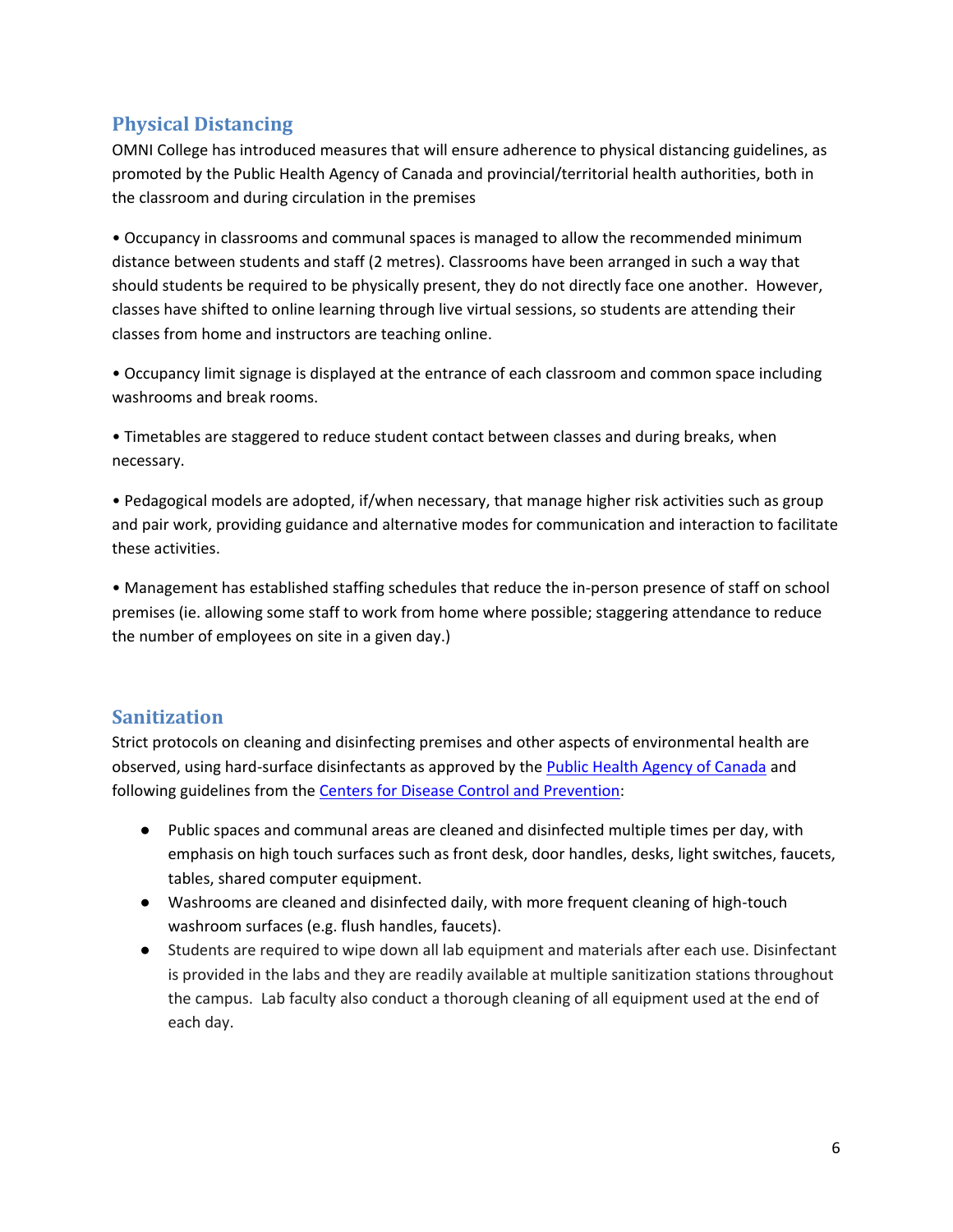## Physical Distancing

OMNI College has introduced measures that will ensure adherence to physical distancing guidelines, as promoted by the Public Health Agency of Canada and provincial/territorial health authorities, both in the classroom and during circulation in the premises

• Occupancy in classrooms and communal spaces is managed to allow the recommended minimum distance between students and staff (2 metres). Classrooms have been arranged in such a way that should students be required to be physically present, they do not directly face one another. However, classes have shifted to online learning through live virtual sessions, so students are attending their classes from home and instructors are teaching online.

• Occupancy limit signage is displayed at the entrance of each classroom and common space including washrooms and break rooms.

• Timetables are staggered to reduce student contact between classes and during breaks, when necessary.

• Pedagogical models are adopted, if/when necessary, that manage higher risk activities such as group and pair work, providing guidance and alternative modes for communication and interaction to facilitate these activities.

• Management has established staffing schedules that reduce the in-person presence of staff on school premises (ie. allowing some staff to work from home where possible; staggering attendance to reduce the number of employees on site in a given day.)

## Sanitization

Strict protocols on cleaning and disinfecting premises and other aspects of environmental health are observed, using hard-surface disinfectants as approved by the Public Health Agency of Canada and following guidelines from the Centers for Disease Control and Prevention:

- Public spaces and communal areas are cleaned and disinfected multiple times per day, with emphasis on high touch surfaces such as front desk, door handles, desks, light switches, faucets, tables, shared computer equipment.
- Washrooms are cleaned and disinfected daily, with more frequent cleaning of high-touch washroom surfaces (e.g. flush handles, faucets).
- Students are required to wipe down all lab equipment and materials after each use. Disinfectant is provided in the labs and they are readily available at multiple sanitization stations throughout the campus. Lab faculty also conduct a thorough cleaning of all equipment used at the end of each day.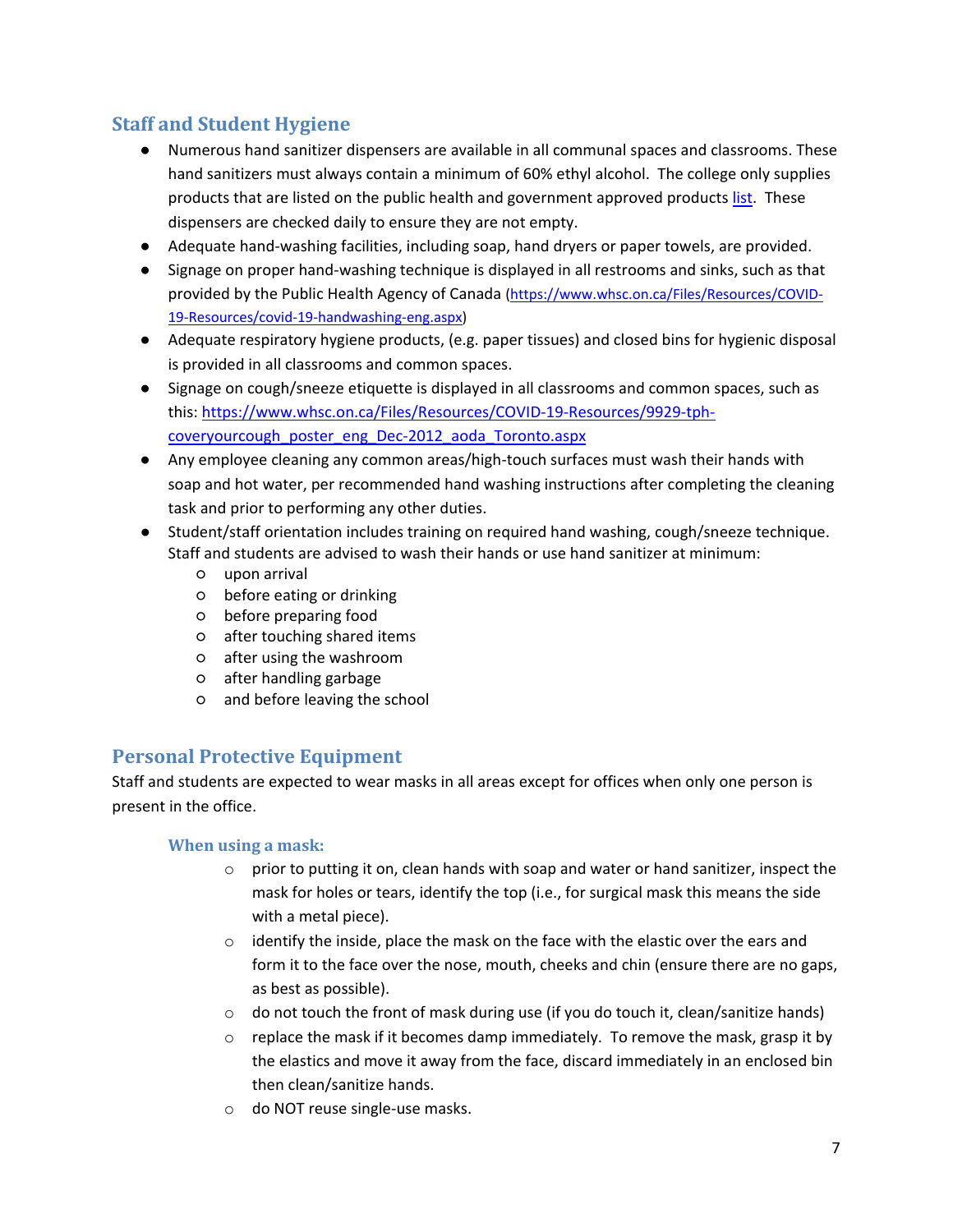## Staff and Student Hygiene

- Numerous hand sanitizer dispensers are available in all communal spaces and classrooms. These hand sanitizers must always contain a minimum of 60% ethyl alcohol. The college only supplies products that are listed on the public health and government approved products list. These dispensers are checked daily to ensure they are not empty.
- Adequate hand-washing facilities, including soap, hand dryers or paper towels, are provided.
- Signage on proper hand-washing technique is displayed in all restrooms and sinks, such as that provided by the Public Health Agency of Canada (https://www.whsc.on.ca/Files/Resources/COVID-19-Resources/covid-19-handwashing-eng.aspx)
- Adequate respiratory hygiene products, (e.g. paper tissues) and closed bins for hygienic disposal is provided in all classrooms and common spaces.
- Signage on cough/sneeze etiquette is displayed in all classrooms and common spaces, such as this: https://www.whsc.on.ca/Files/Resources/COVID-19-Resources/9929-tph-coveryourcough_poster_eng_Dec-2012_aoda_Toronto.aspx
- Any employee cleaning any common areas/high-touch surfaces must wash their hands with soap and hot water, per recommended hand washing instructions after completing the cleaning task and prior to performing any other duties.
- Student/staff orientation includes training on required hand washing, cough/sneeze technique. Staff and students are advised to wash their hands or use hand sanitizer at minimum:
  - upon arrival
  - before eating or drinking
  - before preparing food
  - after touching shared items
  - after using the washroom
  - after handling garbage
  - and before leaving the school

## Personal Protective Equipment

Staff and students are expected to wear masks in all areas except for offices when only one person is present in the office.

### When using a mask:

- prior to putting it on, clean hands with soap and water or hand sanitizer, inspect the mask for holes or tears, identify the top (i.e., for surgical mask this means the side with a metal piece).
- identify the inside, place the mask on the face with the elastic over the ears and form it to the face over the nose, mouth, cheeks and chin (ensure there are no gaps, as best as possible).
- do not touch the front of mask during use (if you do touch it, clean/sanitize hands)
- replace the mask if it becomes damp immediately. To remove the mask, grasp it by the elastics and move it away from the face, discard immediately in an enclosed bin then clean/sanitize hands.
- do NOT reuse single-use masks.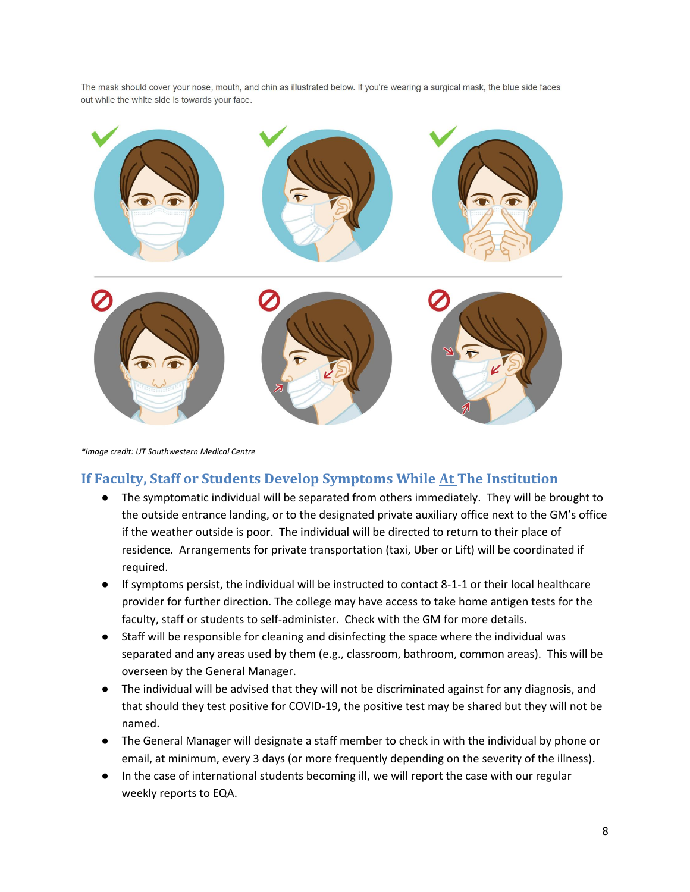The mask should cover your nose, mouth, and chin as illustrated below. If you're wearing a surgical mask, the blue side faces out while the white side is towards your face.

*\*image credit: UT Southwestern Medical Centre*

## If Faculty, Staff or Students Develop Symptoms While At The Institution

- The symptomatic individual will be separated from others immediately. They will be brought to the outside entrance landing, or to the designated private auxiliary office next to the GM's office if the weather outside is poor. The individual will be directed to return to their place of residence. Arrangements for private transportation (taxi, Uber or Lift) will be coordinated if required.
- If symptoms persist, the individual will be instructed to contact 8-1-1 or their local healthcare provider for further direction. The college may have access to take home antigen tests for the faculty, staff or students to self-administer. Check with the GM for more details.
- Staff will be responsible for cleaning and disinfecting the space where the individual was separated and any areas used by them (e.g., classroom, bathroom, common areas). This will be overseen by the General Manager.
- The individual will be advised that they will not be discriminated against for any diagnosis, and that should they test positive for COVID-19, the positive test may be shared but they will not be named.
- The General Manager will designate a staff member to check in with the individual by phone or email, at minimum, every 3 days (or more frequently depending on the severity of the illness).
- In the case of international students becoming ill, we will report the case with our regular weekly reports to EQA.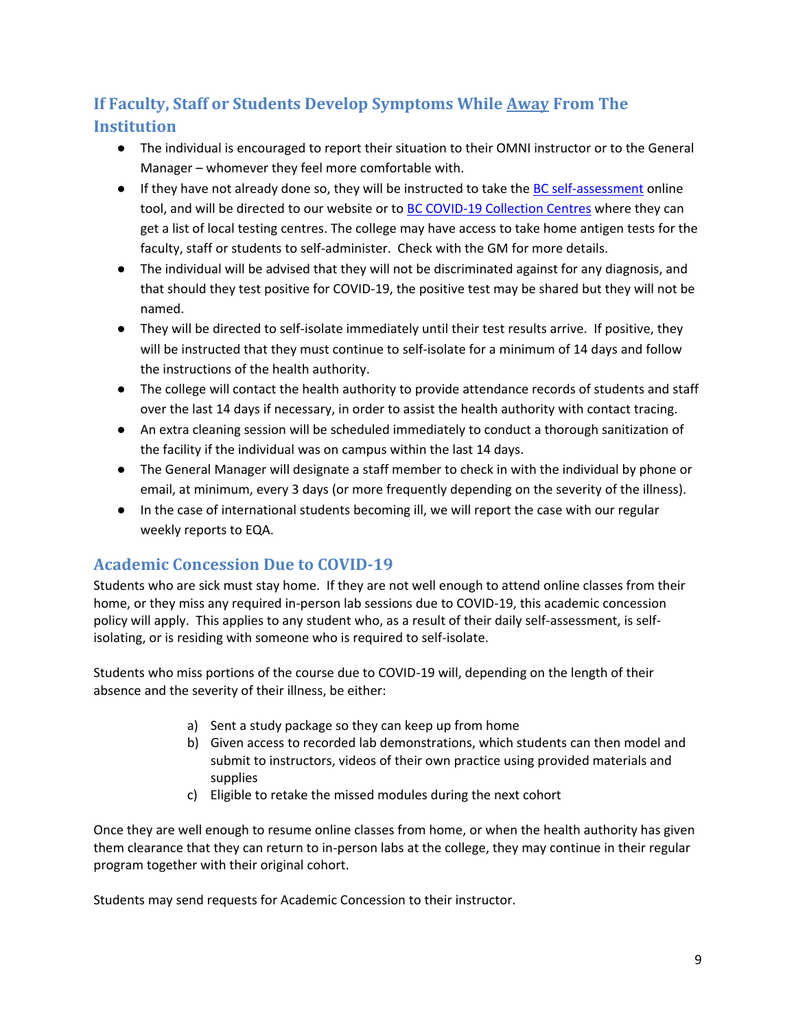## If Faculty, Staff or Students Develop Symptoms While Away From The Institution

- The individual is encouraged to report their situation to their OMNI instructor or to the General Manager – whomever they feel more comfortable with.
- If they have not already done so, they will be instructed to take the BC self-assessment online tool, and will be directed to our website or to BC COVID-19 Collection Centres where they can get a list of local testing centres. The college may have access to take home antigen tests for the faculty, staff or students to self-administer. Check with the GM for more details.
- The individual will be advised that they will not be discriminated against for any diagnosis, and that should they test positive for COVID-19, the positive test may be shared but they will not be named.
- They will be directed to self-isolate immediately until their test results arrive. If positive, they will be instructed that they must continue to self-isolate for a minimum of 14 days and follow the instructions of the health authority.
- The college will contact the health authority to provide attendance records of students and staff over the last 14 days if necessary, in order to assist the health authority with contact tracing.
- An extra cleaning session will be scheduled immediately to conduct a thorough sanitization of the facility if the individual was on campus within the last 14 days.
- The General Manager will designate a staff member to check in with the individual by phone or email, at minimum, every 3 days (or more frequently depending on the severity of the illness).
- In the case of international students becoming ill, we will report the case with our regular weekly reports to EQA.

## Academic Concession Due to COVID-19

Students who are sick must stay home. If they are not well enough to attend online classes from their home, or they miss any required in-person lab sessions due to COVID-19, this academic concession policy will apply. This applies to any student who, as a result of their daily self-assessment, is self-isolating, or is residing with someone who is required to self-isolate.

Students who miss portions of the course due to COVID-19 will, depending on the length of their absence and the severity of their illness, be either:

a) Sent a study package so they can keep up from home
b) Given access to recorded lab demonstrations, which students can then model and submit to instructors, videos of their own practice using provided materials and supplies
c) Eligible to retake the missed modules during the next cohort

Once they are well enough to resume online classes from home, or when the health authority has given them clearance that they can return to in-person labs at the college, they may continue in their regular program together with their original cohort.

Students may send requests for Academic Concession to their instructor.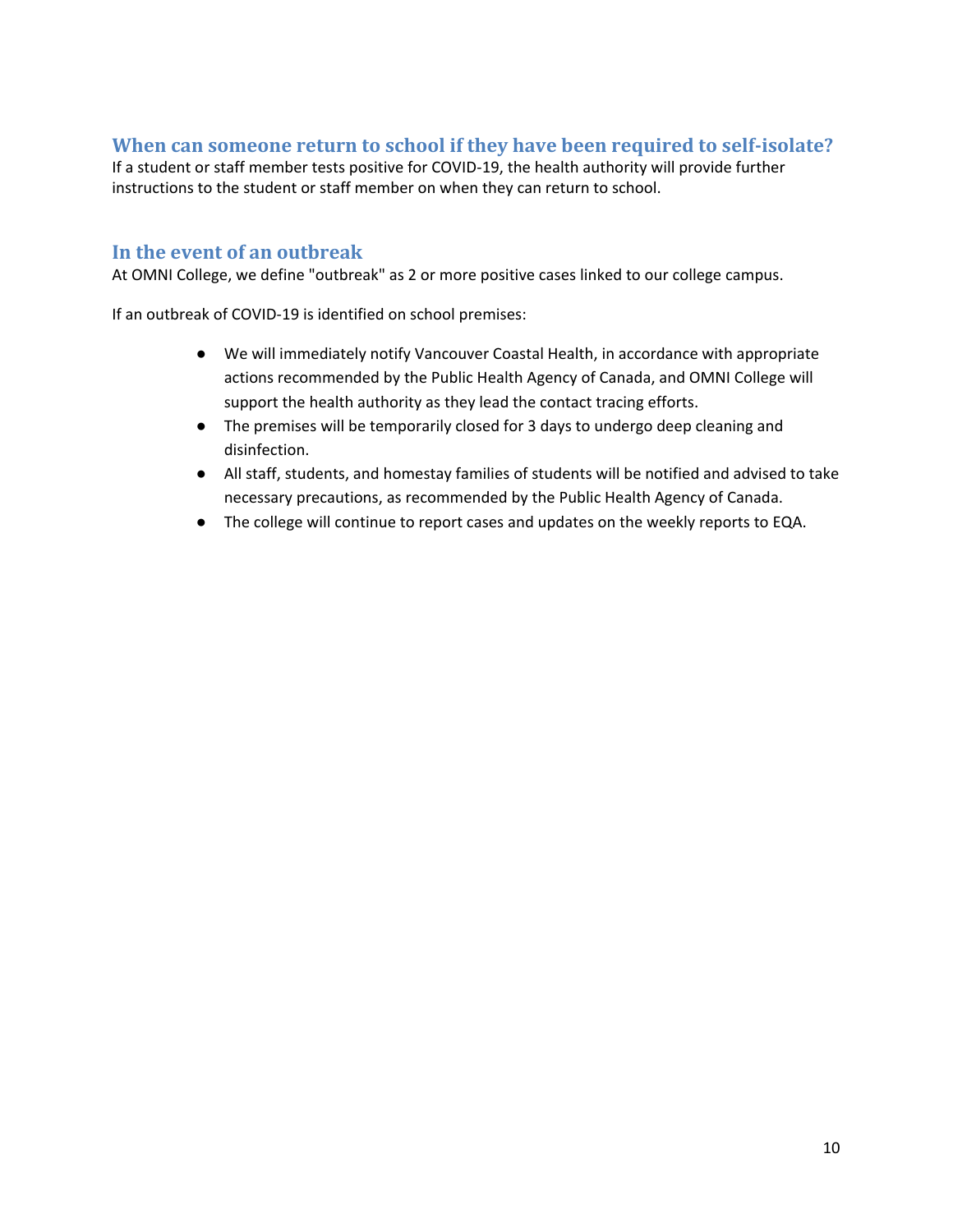## When can someone return to school if they have been required to self-isolate?

If a student or staff member tests positive for COVID-19, the health authority will provide further instructions to the student or staff member on when they can return to school.

## In the event of an outbreak

At OMNI College, we define "outbreak" as 2 or more positive cases linked to our college campus.

If an outbreak of COVID-19 is identified on school premises:

- We will immediately notify Vancouver Coastal Health, in accordance with appropriate actions recommended by the Public Health Agency of Canada, and OMNI College will support the health authority as they lead the contact tracing efforts.
- The premises will be temporarily closed for 3 days to undergo deep cleaning and disinfection.
- All staff, students, and homestay families of students will be notified and advised to take necessary precautions, as recommended by the Public Health Agency of Canada.
- The college will continue to report cases and updates on the weekly reports to EQA.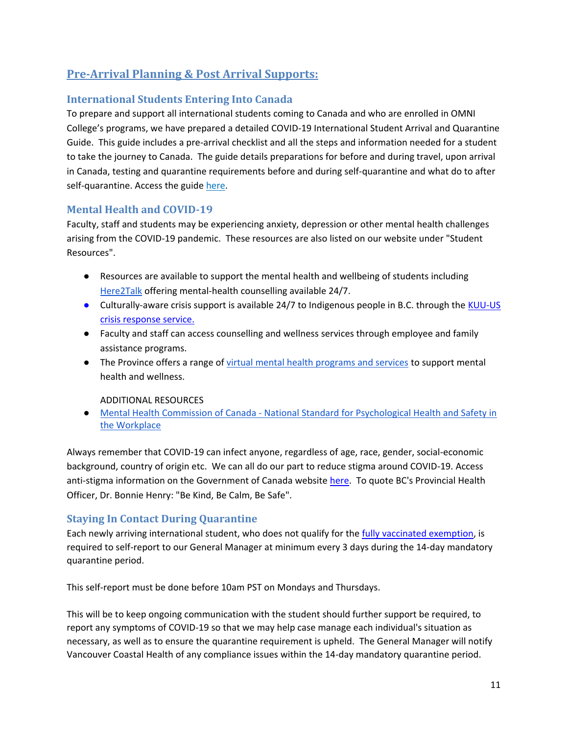## Pre-Arrival Planning & Post Arrival Supports:

### International Students Entering Into Canada

To prepare and support all international students coming to Canada and who are enrolled in OMNI College's programs, we have prepared a detailed COVID-19 International Student Arrival and Quarantine Guide. This guide includes a pre-arrival checklist and all the steps and information needed for a student to take the journey to Canada. The guide details preparations for before and during travel, upon arrival in Canada, testing and quarantine requirements before and during self-quarantine and what do to after self-quarantine. Access the guide here.

### Mental Health and COVID-19

Faculty, staff and students may be experiencing anxiety, depression or other mental health challenges arising from the COVID-19 pandemic. These resources are also listed on our website under "Student Resources".

- Resources are available to support the mental health and wellbeing of students including Here2Talk offering mental-health counselling available 24/7.
- Culturally-aware crisis support is available 24/7 to Indigenous people in B.C. through the KUU-US crisis response service.
- Faculty and staff can access counselling and wellness services through employee and family assistance programs.
- The Province offers a range of virtual mental health programs and services to support mental health and wellness.

ADDITIONAL RESOURCES

- Mental Health Commission of Canada - National Standard for Psychological Health and Safety in the Workplace

Always remember that COVID-19 can infect anyone, regardless of age, race, gender, social-economic background, country of origin etc. We can all do our part to reduce stigma around COVID-19. Access anti-stigma information on the Government of Canada website here. To quote BC's Provincial Health Officer, Dr. Bonnie Henry: "Be Kind, Be Calm, Be Safe".

### Staying In Contact During Quarantine

Each newly arriving international student, who does not qualify for the fully vaccinated exemption, is required to self-report to our General Manager at minimum every 3 days during the 14-day mandatory quarantine period.

This self-report must be done before 10am PST on Mondays and Thursdays.

This will be to keep ongoing communication with the student should further support be required, to report any symptoms of COVID-19 so that we may help case manage each individual's situation as necessary, as well as to ensure the quarantine requirement is upheld. The General Manager will notify Vancouver Coastal Health of any compliance issues within the 14-day mandatory quarantine period.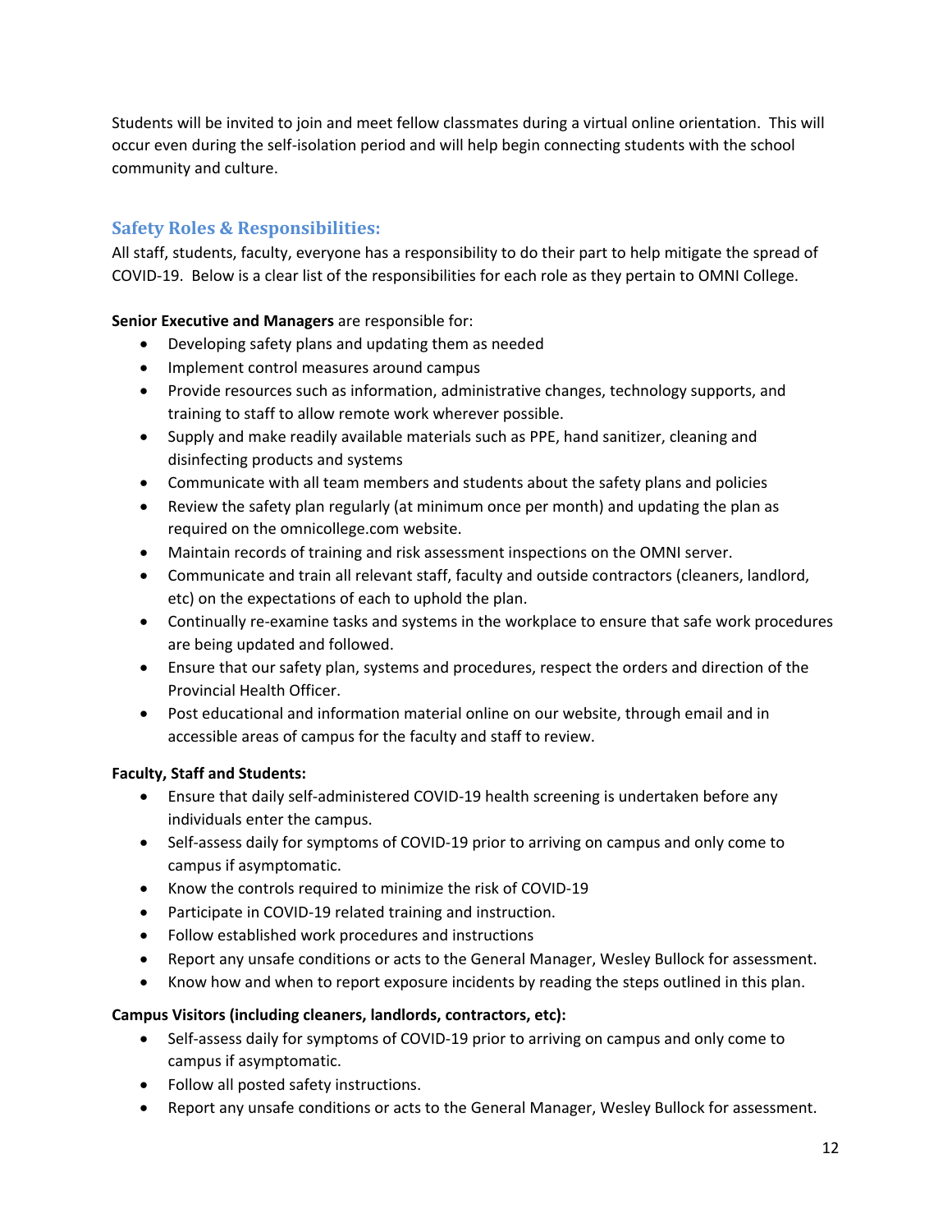Students will be invited to join and meet fellow classmates during a virtual online orientation. This will occur even during the self-isolation period and will help begin connecting students with the school community and culture.

## Safety Roles & Responsibilities:

All staff, students, faculty, everyone has a responsibility to do their part to help mitigate the spread of COVID-19. Below is a clear list of the responsibilities for each role as they pertain to OMNI College.

**Senior Executive and Managers** are responsible for:

- Developing safety plans and updating them as needed
- Implement control measures around campus
- Provide resources such as information, administrative changes, technology supports, and training to staff to allow remote work wherever possible.
- Supply and make readily available materials such as PPE, hand sanitizer, cleaning and disinfecting products and systems
- Communicate with all team members and students about the safety plans and policies
- Review the safety plan regularly (at minimum once per month) and updating the plan as required on the omnicollege.com website.
- Maintain records of training and risk assessment inspections on the OMNI server.
- Communicate and train all relevant staff, faculty and outside contractors (cleaners, landlord, etc) on the expectations of each to uphold the plan.
- Continually re-examine tasks and systems in the workplace to ensure that safe work procedures are being updated and followed.
- Ensure that our safety plan, systems and procedures, respect the orders and direction of the Provincial Health Officer.
- Post educational and information material online on our website, through email and in accessible areas of campus for the faculty and staff to review.

**Faculty, Staff and Students:**

- Ensure that daily self-administered COVID-19 health screening is undertaken before any individuals enter the campus.
- Self-assess daily for symptoms of COVID-19 prior to arriving on campus and only come to campus if asymptomatic.
- Know the controls required to minimize the risk of COVID-19
- Participate in COVID-19 related training and instruction.
- Follow established work procedures and instructions
- Report any unsafe conditions or acts to the General Manager, Wesley Bullock for assessment.
- Know how and when to report exposure incidents by reading the steps outlined in this plan.

**Campus Visitors (including cleaners, landlords, contractors, etc):**

- Self-assess daily for symptoms of COVID-19 prior to arriving on campus and only come to campus if asymptomatic.
- Follow all posted safety instructions.
- Report any unsafe conditions or acts to the General Manager, Wesley Bullock for assessment.